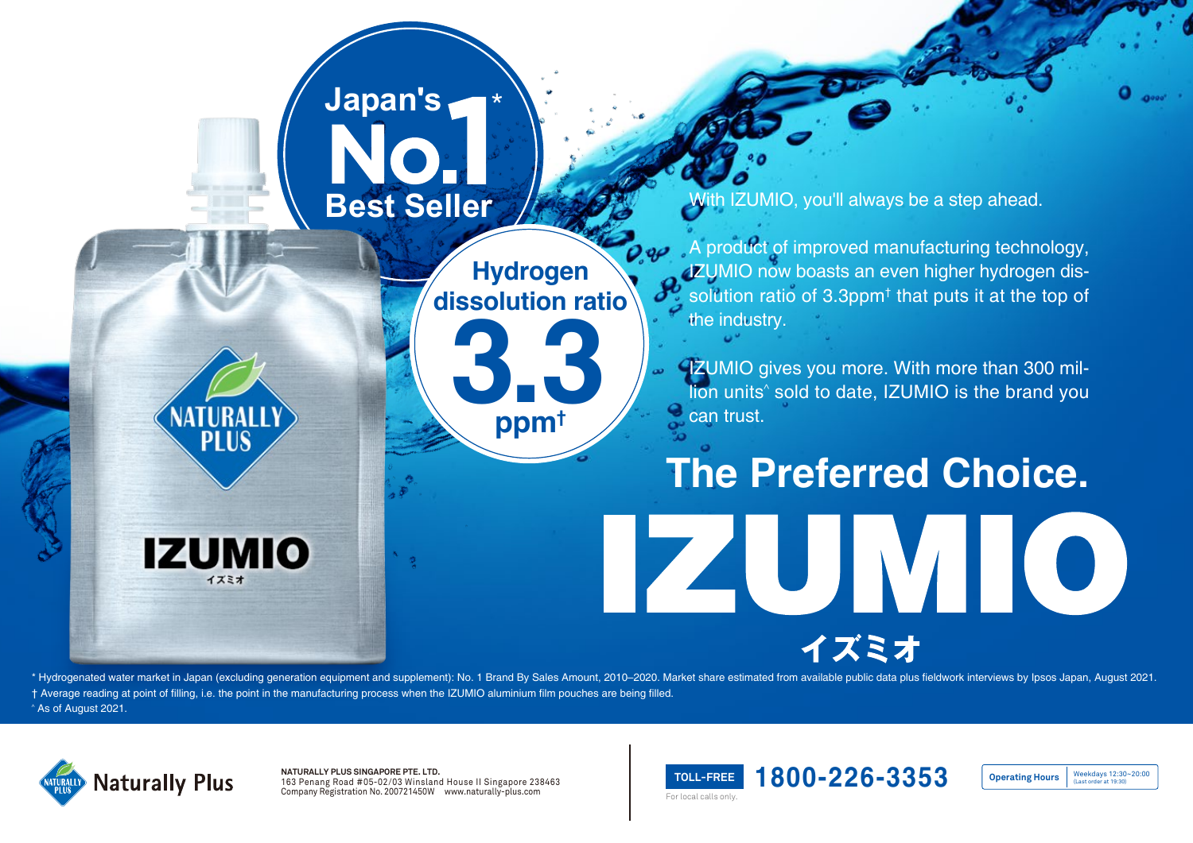Japan's No.1* Best Seller

Hydrogen dissolution ratio 3.3 ppm†

With IZUMIO, you'll always be a step ahead.

A product of improved manufacturing technology, IZUMIO now boasts an even higher hydrogen dissolution ratio of 3.3ppm† that puts it at the top of the industry.

IZUMIO gives you more. With more than 300 million units^ sold to date, IZUMIO is the brand you can trust.

# The Preferred Choice.

# IZUMIO

イズミオ

\* Hydrogenated water market in Japan (excluding generation equipment and supplement): No. 1 Brand By Sales Amount, 2010–2020. Market share estimated from available public data plus fieldwork interviews by Ipsos Japan, August 2021.

† Average reading at point of filling, i.e. the point in the manufacturing process when the IZUMIO aluminium film pouches are being filled.

^ As of August 2021.

Naturally Plus

**NATURALLY PLUS SINGAPORE PTE. LTD.**
163 Penang Road #05-02/03 Winsland House II Singapore 238463
Company Registration No. 200721450W www.naturally-plus.com

TOLL-FREE **1800-226-3353**
For local calls only.

Operating Hours | Weekdays 12:30–20:00 (Last order at 19:30)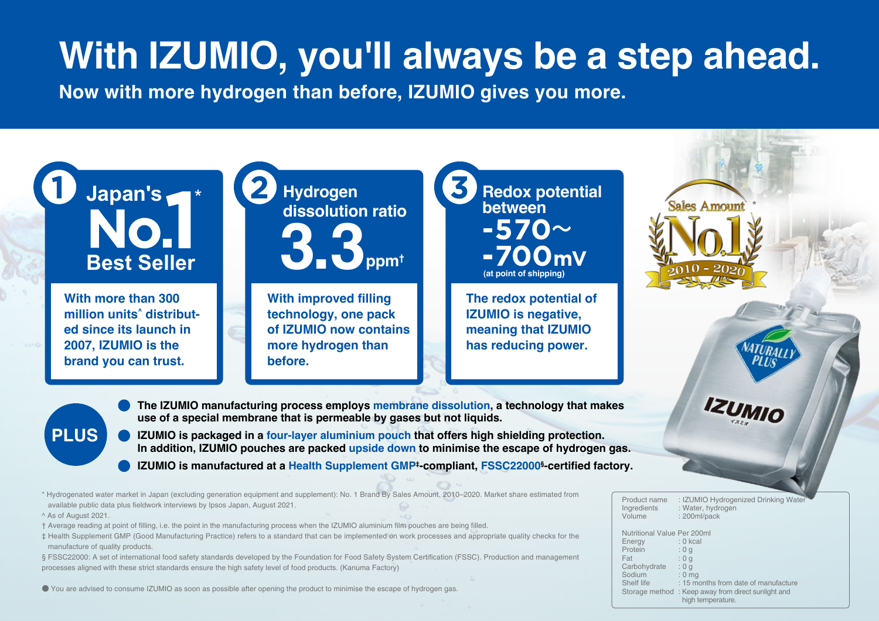# With IZUMIO, you'll always be a step ahead.

**Now with more hydrogen than before, IZUMIO gives you more.**

## 1 Japan's No.1* Best Seller

With more than 300 million units^ distributed since its launch in 2007, IZUMIO is the brand you can trust.

## 2 Hydrogen dissolution ratio 3.3 ppm†

With improved filling technology, one pack of IZUMIO now contains more hydrogen than before.

## 3 Redox potential between -570～-700mV (at point of shipping)

The redox potential of IZUMIO is negative, meaning that IZUMIO has reducing power.

Sales Amount* No.1 2010 - 2020

NATURALLY PLUS

IZUMIO

## PLUS

- **The IZUMIO manufacturing process employs membrane dissolution, a technology that makes use of a special membrane that is permeable by gases but not liquids.**
- **IZUMIO is packaged in a four-layer aluminium pouch that offers high shielding protection. In addition, IZUMIO pouches are packed upside down to minimise the escape of hydrogen gas.**
- **IZUMIO is manufactured at a Health Supplement GMP‡-compliant, FSSC22000§-certified factory.**

\* Hydrogenated water market in Japan (excluding generation equipment and supplement): No. 1 Brand By Sales Amount, 2010–2020. Market share estimated from available public data plus fieldwork interviews by Ipsos Japan, August 2021.

^ As of August 2021.

† Average reading at point of filling, i.e. the point in the manufacturing process when the IZUMIO aluminium film pouches are being filled.

‡ Health Supplement GMP (Good Manufacturing Practice) refers to a standard that can be implemented on work processes and appropriate quality checks for the manufacture of quality products.

§ FSSC22000: A set of international food safety standards developed by the Foundation for Food Safety System Certification (FSSC). Production and management processes aligned with these strict standards ensure the high safety level of food products. (Kanuma Factory)

● You are advised to consume IZUMIO as soon as possible after opening the product to minimise the escape of hydrogen gas.

| | |
|---|---|
| Product name | : IZUMIO Hydrogenized Drinking Water |
| Ingredients | : Water, hydrogen |
| Volume | : 200ml/pack |
| Nutritional Value Per 200ml | |
| Energy | : 0 kcal |
| Protein | : 0 g |
| Fat | : 0 g |
| Carbohydrate | : 0 g |
| Sodium | : 0 mg |
| Shelf life | : 15 months from date of manufacture |
| Storage method | : Keep away from direct sunlight and high temperature. |